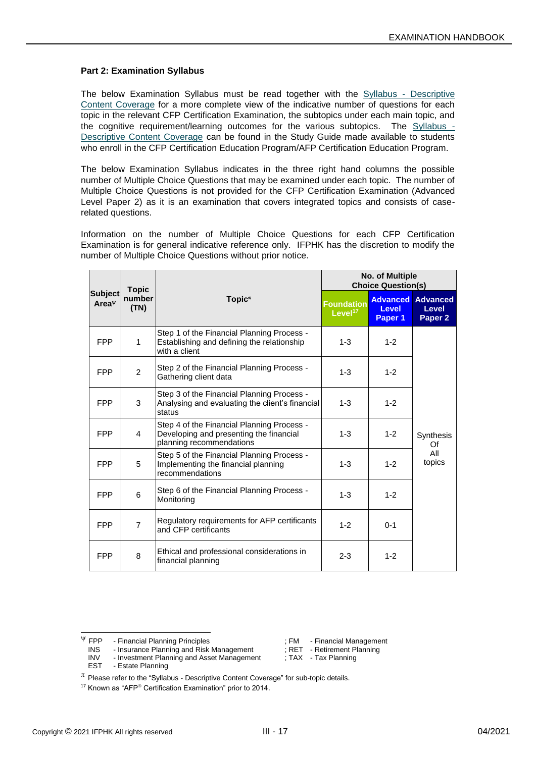**Part 2: Examination Syllabus**

The below Examination Syllabus must be read together with the Syllabus - Descriptive Content Coverage for a more complete view of the indicative number of questions for each topic in the relevant CFP Certification Examination, the subtopics under each main topic, and the cognitive requirement/learning outcomes for the various subtopics. The Syllabus - Descriptive Content Coverage can be found in the Study Guide made available to students who enroll in the CFP Certification Education Program/AFP Certification Education Program.

The below Examination Syllabus indicates in the three right hand columns the possible number of Multiple Choice Questions that may be examined under each topic. The number of Multiple Choice Questions is not provided for the CFP Certification Examination (Advanced Level Paper 2) as it is an examination that covers integrated topics and consists of case-related questions.

Information on the number of Multiple Choice Questions for each CFP Certification Examination is for general indicative reference only. IFPHK has the discretion to modify the number of Multiple Choice Questions without prior notice.

| Subject Area[Ψ] | Topic number (TN) | Topic[π] | No. of Multiple Choice Question(s) | | |
|---|---|---|---|---|---|
| | | | Foundation Level[17] | Advanced Level Paper 1 | Advanced Level Paper 2 |
| FPP | 1 | Step 1 of the Financial Planning Process - Establishing and defining the relationship with a client | 1-3 | 1-2 | Synthesis Of All topics |
| FPP | 2 | Step 2 of the Financial Planning Process - Gathering client data | 1-3 | 1-2 | |
| FPP | 3 | Step 3 of the Financial Planning Process - Analysing and evaluating the client's financial status | 1-3 | 1-2 | |
| FPP | 4 | Step 4 of the Financial Planning Process - Developing and presenting the financial planning recommendations | 1-3 | 1-2 | |
| FPP | 5 | Step 5 of the Financial Planning Process - Implementing the financial planning recommendations | 1-3 | 1-2 | |
| FPP | 6 | Step 6 of the Financial Planning Process - Monitoring | 1-3 | 1-2 | |
| FPP | 7 | Regulatory requirements for AFP certificants and CFP certificants | 1-2 | 0-1 | |
| FPP | 8 | Ethical and professional considerations in financial planning | 2-3 | 1-2 | |

Ψ FPP - Financial Planning Principles ; FM - Financial Management
INS - Insurance Planning and Risk Management ; RET - Retirement Planning
INV - Investment Planning and Asset Management ; TAX - Tax Planning
EST - Estate Planning

π Please refer to the "Syllabus - Descriptive Content Coverage" for sub-topic details.

17 Known as "AFP® Certification Examination" prior to 2014.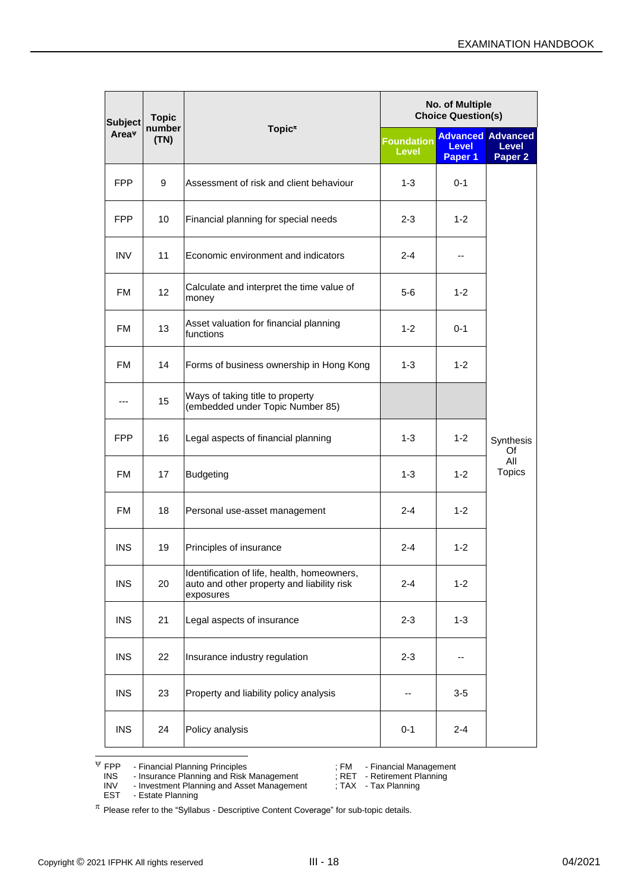| Subject Area[Ψ] | Topic number (TN) | Topic[π] | No. of Multiple Choice Question(s) | | |
|---|---|---|---|---|---|
| | | | Foundation Level | Advanced Level Paper 1 | Advanced Level Paper 2 |
| FPP | 9 | Assessment of risk and client behaviour | 1-3 | 0-1 | Synthesis Of All Topics |
| FPP | 10 | Financial planning for special needs | 2-3 | 1-2 | |
| INV | 11 | Economic environment and indicators | 2-4 | -- | |
| FM | 12 | Calculate and interpret the time value of money | 5-6 | 1-2 | |
| FM | 13 | Asset valuation for financial planning functions | 1-2 | 0-1 | |
| FM | 14 | Forms of business ownership in Hong Kong | 1-3 | 1-2 | |
| --- | 15 | Ways of taking title to property (embedded under Topic Number 85) | | | |
| FPP | 16 | Legal aspects of financial planning | 1-3 | 1-2 | |
| FM | 17 | Budgeting | 1-3 | 1-2 | |
| FM | 18 | Personal use-asset management | 2-4 | 1-2 | |
| INS | 19 | Principles of insurance | 2-4 | 1-2 | |
| INS | 20 | Identification of life, health, homeowners, auto and other property and liability risk exposures | 2-4 | 1-2 | |
| INS | 21 | Legal aspects of insurance | 2-3 | 1-3 | |
| INS | 22 | Insurance industry regulation | 2-3 | -- | |
| INS | 23 | Property and liability policy analysis | -- | 3-5 | |
| INS | 24 | Policy analysis | 0-1 | 2-4 | |

[Ψ] FPP - Financial Planning Principles ; FM - Financial Management
INS - Insurance Planning and Risk Management ; RET - Retirement Planning
INV - Investment Planning and Asset Management ; TAX - Tax Planning
EST - Estate Planning

[π] Please refer to the "Syllabus - Descriptive Content Coverage" for sub-topic details.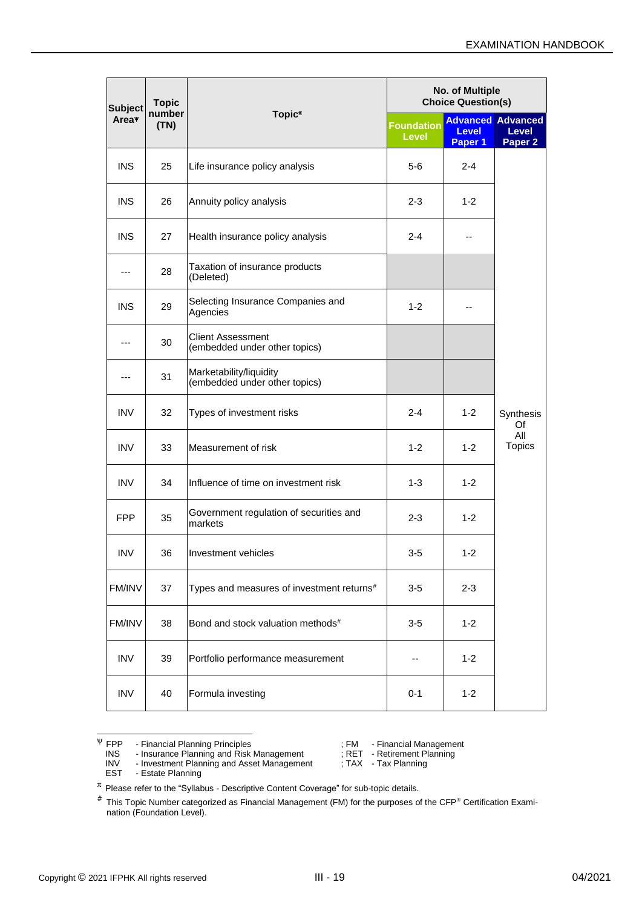| Subject Area[ψ] | Topic number (TN) | Topic[π] | No. of Multiple Choice Question(s) | | |
|---|---|---|---|---|---|
| | | | Foundation Level | Advanced Level Paper 1 | Advanced Level Paper 2 |
| INS | 25 | Life insurance policy analysis | 5-6 | 2-4 | Synthesis Of All Topics |
| INS | 26 | Annuity policy analysis | 2-3 | 1-2 | |
| INS | 27 | Health insurance policy analysis | 2-4 | -- | |
| --- | 28 | Taxation of insurance products (Deleted) | | | |
| INS | 29 | Selecting Insurance Companies and Agencies | 1-2 | -- | |
| --- | 30 | Client Assessment (embedded under other topics) | | | |
| --- | 31 | Marketability/liquidity (embedded under other topics) | | | |
| INV | 32 | Types of investment risks | 2-4 | 1-2 | |
| INV | 33 | Measurement of risk | 1-2 | 1-2 | |
| INV | 34 | Influence of time on investment risk | 1-3 | 1-2 | |
| FPP | 35 | Government regulation of securities and markets | 2-3 | 1-2 | |
| INV | 36 | Investment vehicles | 3-5 | 1-2 | |
| FM/INV | 37 | Types and measures of investment returns[#] | 3-5 | 2-3 | |
| FM/INV | 38 | Bond and stock valuation methods[#] | 3-5 | 1-2 | |
| INV | 39 | Portfolio performance measurement | -- | 1-2 | |
| INV | 40 | Formula investing | 0-1 | 1-2 | |

[ψ] FPP - Financial Planning Principles ; FM - Financial Management
INS - Insurance Planning and Risk Management ; RET - Retirement Planning
INV - Investment Planning and Asset Management ; TAX - Tax Planning
EST - Estate Planning

[π] Please refer to the "Syllabus - Descriptive Content Coverage" for sub-topic details.

[#] This Topic Number categorized as Financial Management (FM) for the purposes of the CFP® Certification Examination (Foundation Level).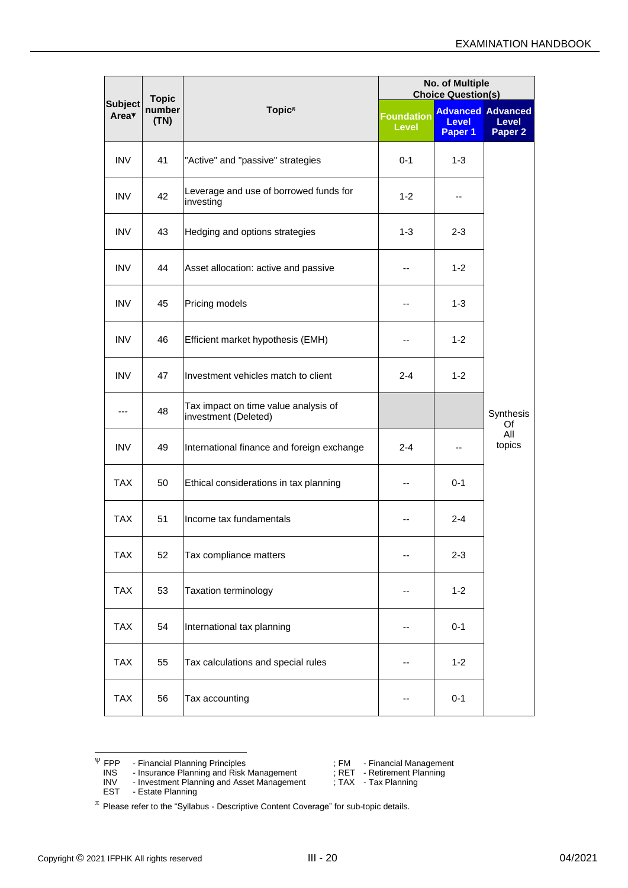| Subject Area[ψ] | Topic number (TN) | Topic[π] | No. of Multiple Choice Question(s) | | |
|---|---|---|---|---|---|
| | | | Foundation Level | Advanced Level Paper 1 | Advanced Level Paper 2 |
| INV | 41 | "Active" and "passive" strategies | 0-1 | 1-3 | Synthesis Of All topics |
| INV | 42 | Leverage and use of borrowed funds for investing | 1-2 | -- | |
| INV | 43 | Hedging and options strategies | 1-3 | 2-3 | |
| INV | 44 | Asset allocation: active and passive | -- | 1-2 | |
| INV | 45 | Pricing models | -- | 1-3 | |
| INV | 46 | Efficient market hypothesis (EMH) | -- | 1-2 | |
| INV | 47 | Investment vehicles match to client | 2-4 | 1-2 | |
| --- | 48 | Tax impact on time value analysis of investment (Deleted) | | | |
| INV | 49 | International finance and foreign exchange | 2-4 | -- | |
| TAX | 50 | Ethical considerations in tax planning | -- | 0-1 | |
| TAX | 51 | Income tax fundamentals | -- | 2-4 | |
| TAX | 52 | Tax compliance matters | -- | 2-3 | |
| TAX | 53 | Taxation terminology | -- | 1-2 | |
| TAX | 54 | International tax planning | -- | 0-1 | |
| TAX | 55 | Tax calculations and special rules | -- | 1-2 | |
| TAX | 56 | Tax accounting | -- | 0-1 | |

[ψ] FPP - Financial Planning Principles ; FM - Financial Management
INS - Insurance Planning and Risk Management ; RET - Retirement Planning
INV - Investment Planning and Asset Management ; TAX - Tax Planning
EST - Estate Planning

[π] Please refer to the "Syllabus - Descriptive Content Coverage" for sub-topic details.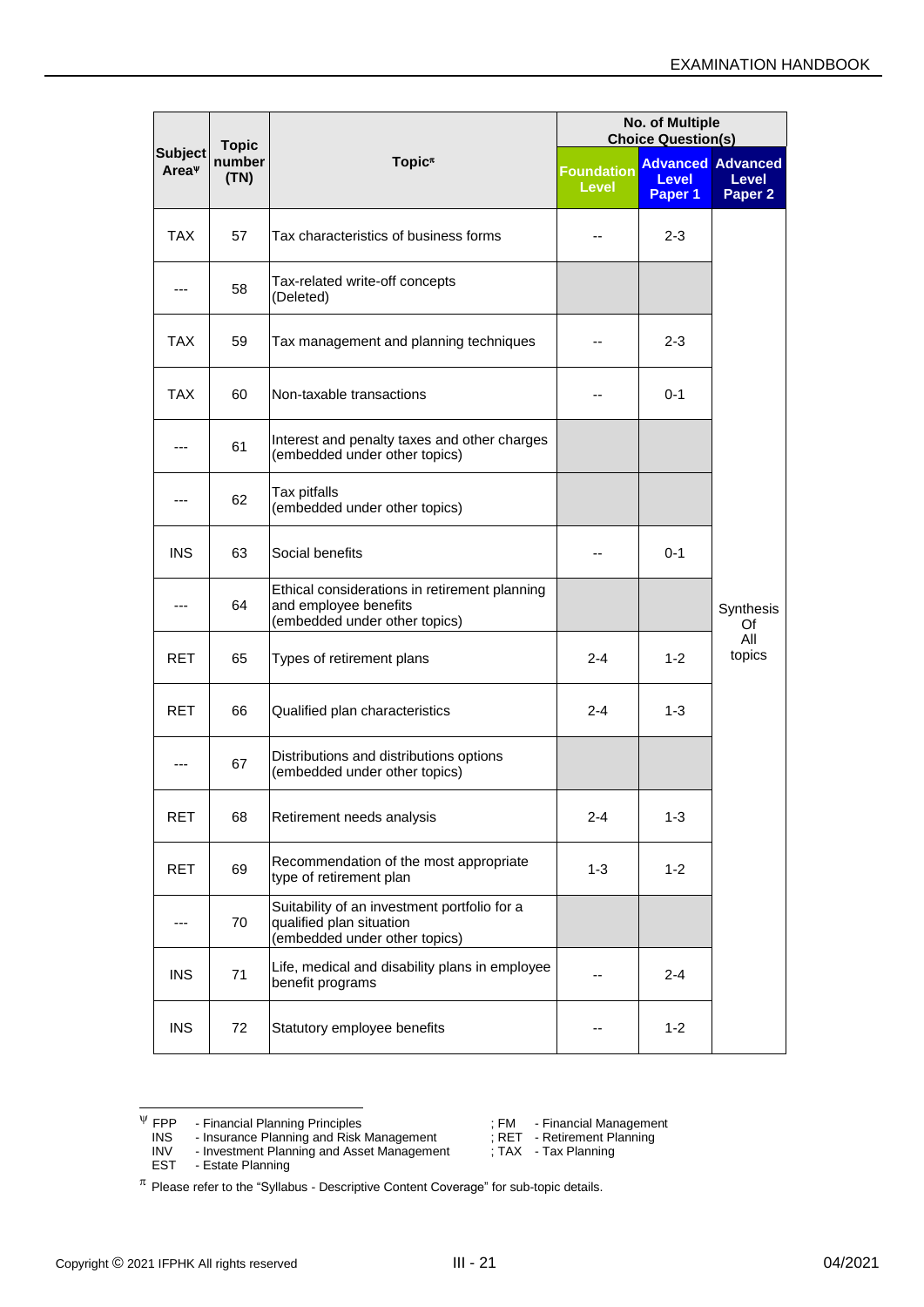| Subject Area[ψ] | Topic number (TN) | Topic[π] | No. of Multiple Choice Question(s) | | |
|---|---|---|---|---|---|
| | | | Foundation Level | Advanced Level Paper 1 | Advanced Level Paper 2 |
| TAX | 57 | Tax characteristics of business forms | -- | 2-3 | Synthesis Of All topics |
| --- | 58 | Tax-related write-off concepts (Deleted) | | | |
| TAX | 59 | Tax management and planning techniques | -- | 2-3 | |
| TAX | 60 | Non-taxable transactions | -- | 0-1 | |
| --- | 61 | Interest and penalty taxes and other charges (embedded under other topics) | | | |
| --- | 62 | Tax pitfalls (embedded under other topics) | | | |
| INS | 63 | Social benefits | -- | 0-1 | |
| --- | 64 | Ethical considerations in retirement planning and employee benefits (embedded under other topics) | | | |
| RET | 65 | Types of retirement plans | 2-4 | 1-2 | |
| RET | 66 | Qualified plan characteristics | 2-4 | 1-3 | |
| --- | 67 | Distributions and distributions options (embedded under other topics) | | | |
| RET | 68 | Retirement needs analysis | 2-4 | 1-3 | |
| RET | 69 | Recommendation of the most appropriate type of retirement plan | 1-3 | 1-2 | |
| --- | 70 | Suitability of an investment portfolio for a qualified plan situation (embedded under other topics) | | | |
| INS | 71 | Life, medical and disability plans in employee benefit programs | -- | 2-4 | |
| INS | 72 | Statutory employee benefits | -- | 1-2 | |

[ψ] FPP - Financial Planning Principles ; FM - Financial Management
INS - Insurance Planning and Risk Management ; RET - Retirement Planning
INV - Investment Planning and Asset Management ; TAX - Tax Planning
EST - Estate Planning

[π] Please refer to the "Syllabus - Descriptive Content Coverage" for sub-topic details.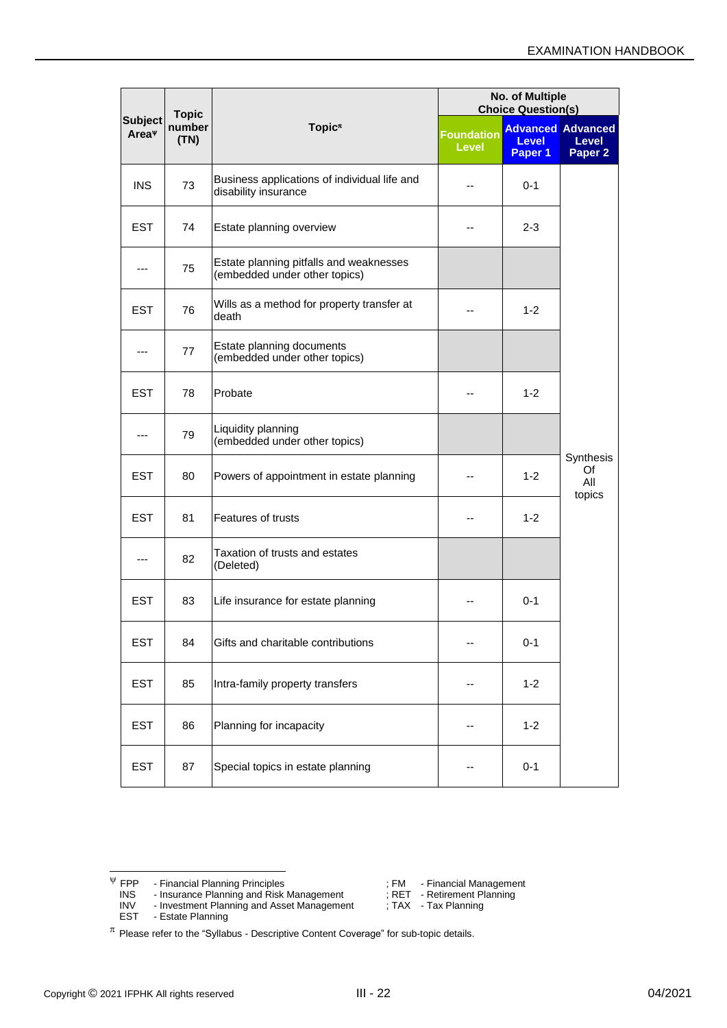| Subject Area[ψ] | Topic number (TN) | Topic[π] | No. of Multiple Choice Question(s) | | |
|---|---|---|---|---|---|
| | | | Foundation Level | Advanced Level Paper 1 | Advanced Level Paper 2 |
| INS | 73 | Business applications of individual life and disability insurance | -- | 0-1 | Synthesis Of All topics |
| EST | 74 | Estate planning overview | -- | 2-3 | |
| --- | 75 | Estate planning pitfalls and weaknesses (embedded under other topics) | | | |
| EST | 76 | Wills as a method for property transfer at death | -- | 1-2 | |
| --- | 77 | Estate planning documents (embedded under other topics) | | | |
| EST | 78 | Probate | -- | 1-2 | |
| --- | 79 | Liquidity planning (embedded under other topics) | | | |
| EST | 80 | Powers of appointment in estate planning | -- | 1-2 | |
| EST | 81 | Features of trusts | -- | 1-2 | |
| --- | 82 | Taxation of trusts and estates (Deleted) | | | |
| EST | 83 | Life insurance for estate planning | -- | 0-1 | |
| EST | 84 | Gifts and charitable contributions | -- | 0-1 | |
| EST | 85 | Intra-family property transfers | -- | 1-2 | |
| EST | 86 | Planning for incapacity | -- | 1-2 | |
| EST | 87 | Special topics in estate planning | -- | 0-1 | |

[ψ] FPP - Financial Planning Principles ; FM - Financial Management
INS - Insurance Planning and Risk Management ; RET - Retirement Planning
INV - Investment Planning and Asset Management ; TAX - Tax Planning
EST - Estate Planning

[π] Please refer to the "Syllabus - Descriptive Content Coverage" for sub-topic details.